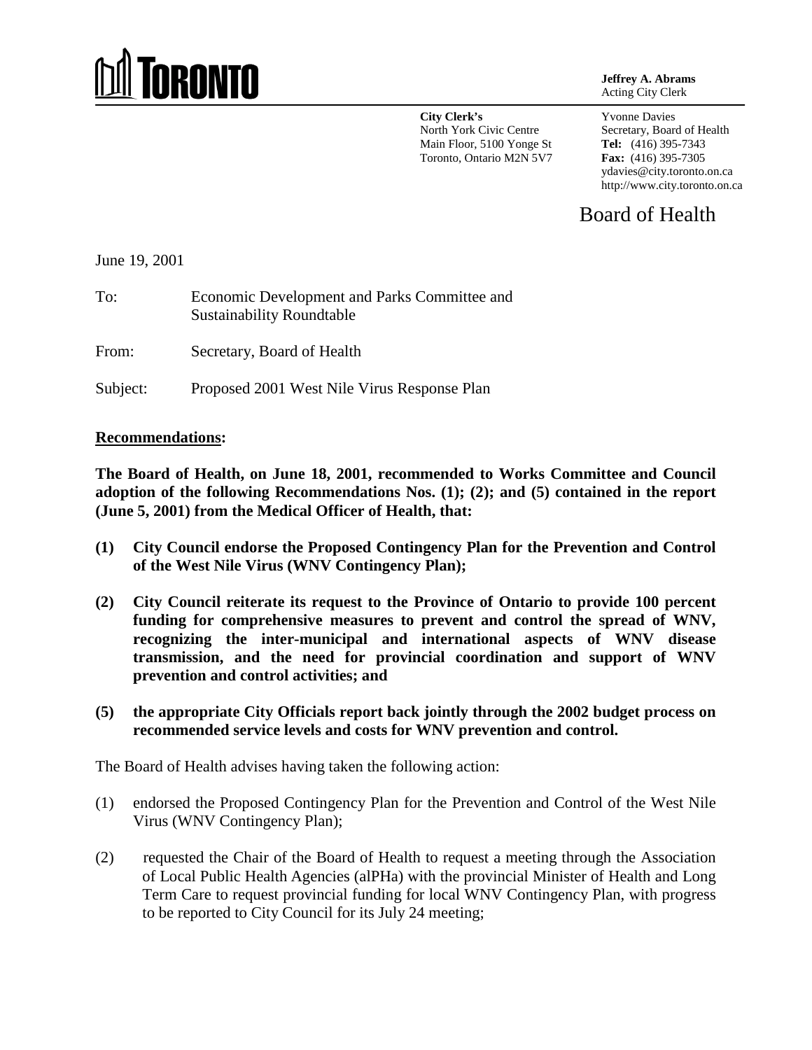# TORONTO

**Jeffrey A. Abrams**
Acting City Clerk

**City Clerk's**
North York Civic Centre
Main Floor, 5100 Yonge St
Toronto, Ontario M2N 5V7

Yvonne Davies
Secretary, Board of Health
**Tel:** (416) 395-7343
**Fax:** (416) 395-7305
ydavies@city.toronto.on.ca
http://www.city.toronto.on.ca

## Board of Health

June 19, 2001

To: Economic Development and Parks Committee and Sustainability Roundtable

From: Secretary, Board of Health

Subject: Proposed 2001 West Nile Virus Response Plan

**Recommendations:**

**The Board of Health, on June 18, 2001, recommended to Works Committee and Council adoption of the following Recommendations Nos. (1); (2); and (5) contained in the report (June 5, 2001) from the Medical Officer of Health, that:**

**(1) City Council endorse the Proposed Contingency Plan for the Prevention and Control of the West Nile Virus (WNV Contingency Plan);**

**(2) City Council reiterate its request to the Province of Ontario to provide 100 percent funding for comprehensive measures to prevent and control the spread of WNV, recognizing the inter-municipal and international aspects of WNV disease transmission, and the need for provincial coordination and support of WNV prevention and control activities; and**

**(5) the appropriate City Officials report back jointly through the 2002 budget process on recommended service levels and costs for WNV prevention and control.**

The Board of Health advises having taken the following action:

(1) endorsed the Proposed Contingency Plan for the Prevention and Control of the West Nile Virus (WNV Contingency Plan);

(2) requested the Chair of the Board of Health to request a meeting through the Association of Local Public Health Agencies (alPHa) with the provincial Minister of Health and Long Term Care to request provincial funding for local WNV Contingency Plan, with progress to be reported to City Council for its July 24 meeting;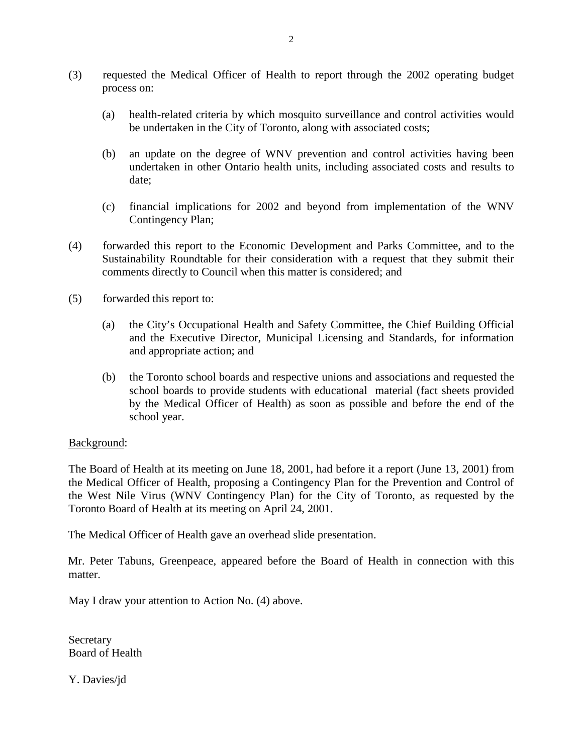(3) requested the Medical Officer of Health to report through the 2002 operating budget process on:

   (a) health-related criteria by which mosquito surveillance and control activities would be undertaken in the City of Toronto, along with associated costs;

   (b) an update on the degree of WNV prevention and control activities having been undertaken in other Ontario health units, including associated costs and results to date;

   (c) financial implications for 2002 and beyond from implementation of the WNV Contingency Plan;

(4) forwarded this report to the Economic Development and Parks Committee, and to the Sustainability Roundtable for their consideration with a request that they submit their comments directly to Council when this matter is considered; and

(5) forwarded this report to:

   (a) the City's Occupational Health and Safety Committee, the Chief Building Official and the Executive Director, Municipal Licensing and Standards, for information and appropriate action; and

   (b) the Toronto school boards and respective unions and associations and requested the school boards to provide students with educational material (fact sheets provided by the Medical Officer of Health) as soon as possible and before the end of the school year.

Background:

The Board of Health at its meeting on June 18, 2001, had before it a report (June 13, 2001) from the Medical Officer of Health, proposing a Contingency Plan for the Prevention and Control of the West Nile Virus (WNV Contingency Plan) for the City of Toronto, as requested by the Toronto Board of Health at its meeting on April 24, 2001.

The Medical Officer of Health gave an overhead slide presentation.

Mr. Peter Tabuns, Greenpeace, appeared before the Board of Health in connection with this matter.

May I draw your attention to Action No. (4) above.

Secretary
Board of Health

Y. Davies/jd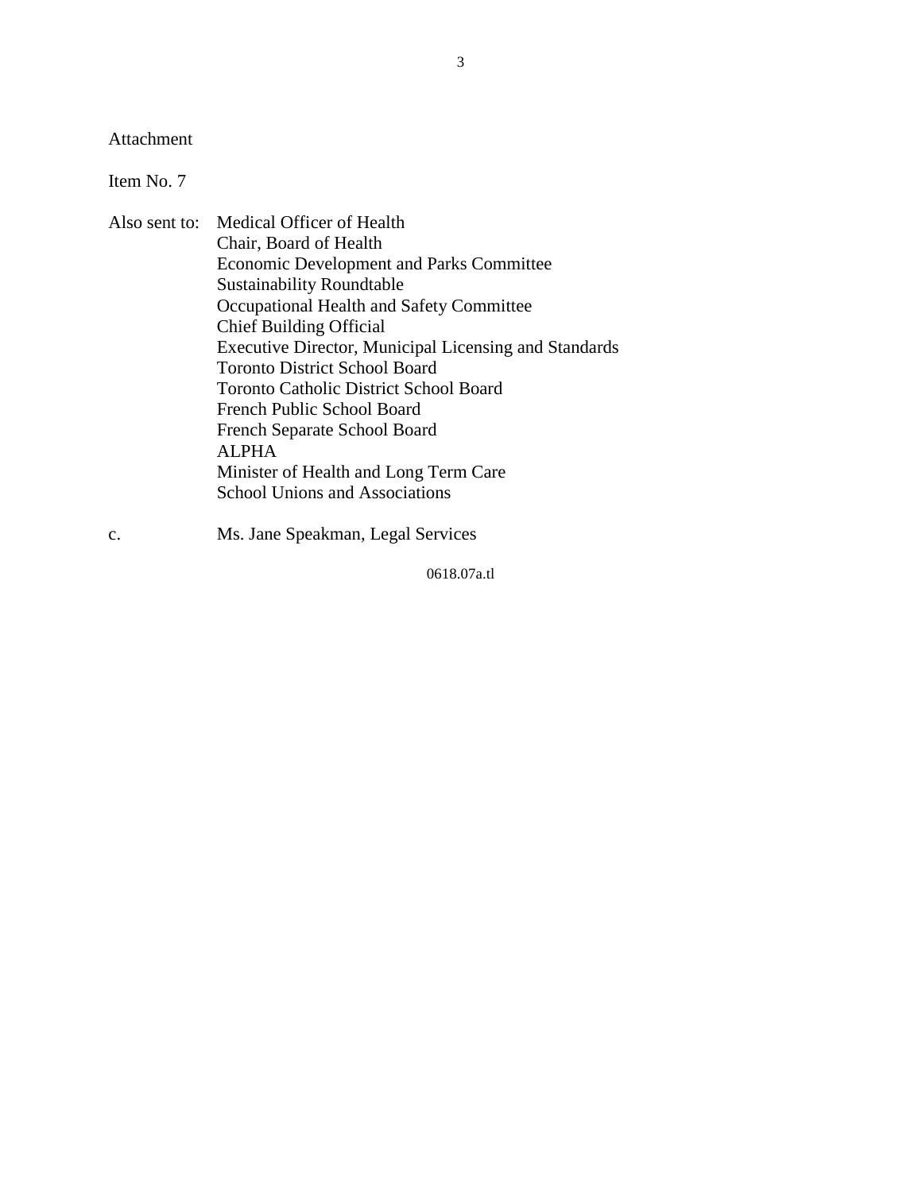Attachment

Item No. 7

Also sent to: Medical Officer of Health
Chair, Board of Health
Economic Development and Parks Committee
Sustainability Roundtable
Occupational Health and Safety Committee
Chief Building Official
Executive Director, Municipal Licensing and Standards
Toronto District School Board
Toronto Catholic District School Board
French Public School Board
French Separate School Board
ALPHA
Minister of Health and Long Term Care
School Unions and Associations

c. Ms. Jane Speakman, Legal Services

0618.07a.tl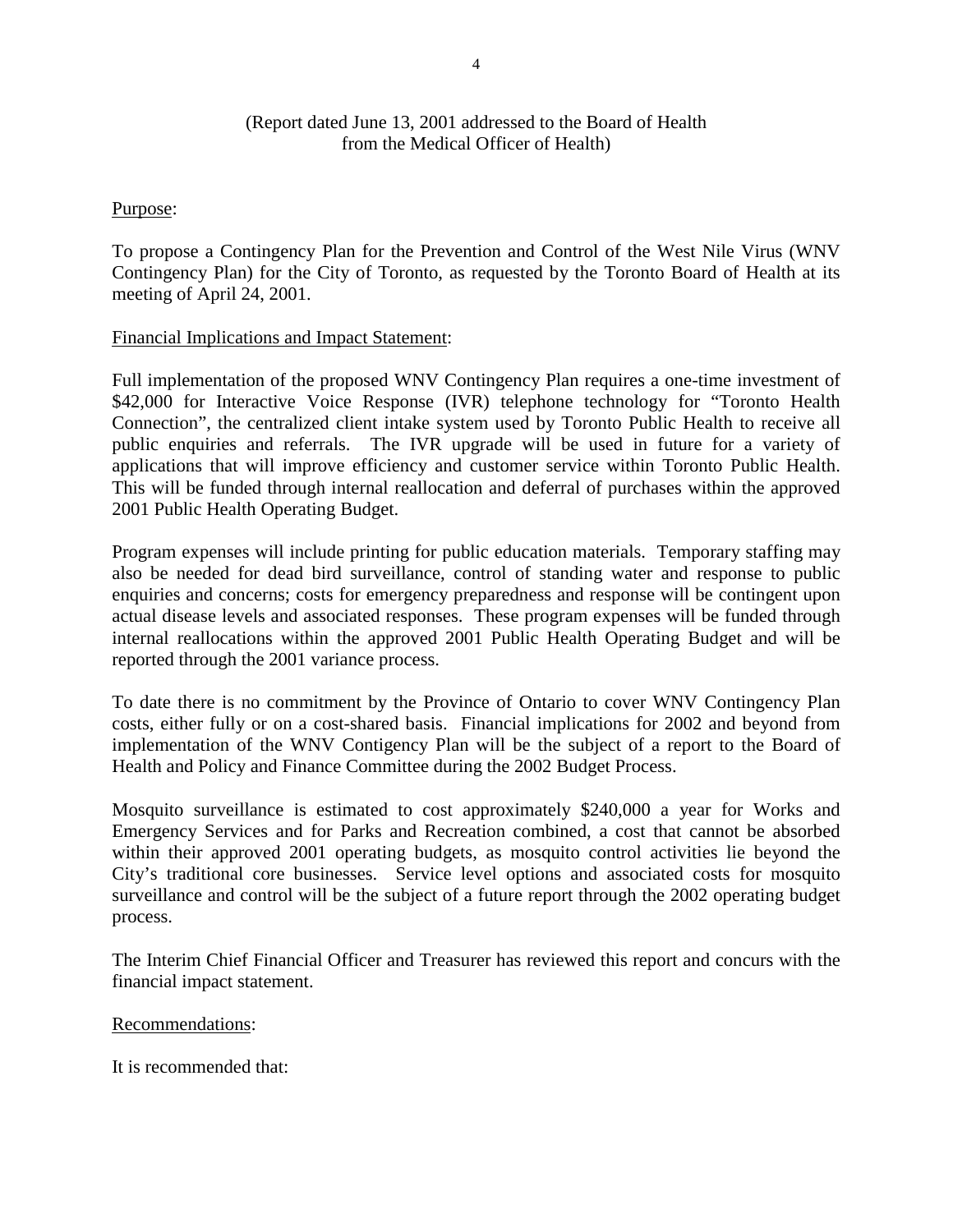(Report dated June 13, 2001 addressed to the Board of Health from the Medical Officer of Health)

Purpose:

To propose a Contingency Plan for the Prevention and Control of the West Nile Virus (WNV Contingency Plan) for the City of Toronto, as requested by the Toronto Board of Health at its meeting of April 24, 2001.

Financial Implications and Impact Statement:

Full implementation of the proposed WNV Contingency Plan requires a one-time investment of $42,000 for Interactive Voice Response (IVR) telephone technology for "Toronto Health Connection", the centralized client intake system used by Toronto Public Health to receive all public enquiries and referrals. The IVR upgrade will be used in future for a variety of applications that will improve efficiency and customer service within Toronto Public Health. This will be funded through internal reallocation and deferral of purchases within the approved 2001 Public Health Operating Budget.

Program expenses will include printing for public education materials. Temporary staffing may also be needed for dead bird surveillance, control of standing water and response to public enquiries and concerns; costs for emergency preparedness and response will be contingent upon actual disease levels and associated responses. These program expenses will be funded through internal reallocations within the approved 2001 Public Health Operating Budget and will be reported through the 2001 variance process.

To date there is no commitment by the Province of Ontario to cover WNV Contingency Plan costs, either fully or on a cost-shared basis. Financial implications for 2002 and beyond from implementation of the WNV Contigency Plan will be the subject of a report to the Board of Health and Policy and Finance Committee during the 2002 Budget Process.

Mosquito surveillance is estimated to cost approximately $240,000 a year for Works and Emergency Services and for Parks and Recreation combined, a cost that cannot be absorbed within their approved 2001 operating budgets, as mosquito control activities lie beyond the City's traditional core businesses. Service level options and associated costs for mosquito surveillance and control will be the subject of a future report through the 2002 operating budget process.

The Interim Chief Financial Officer and Treasurer has reviewed this report and concurs with the financial impact statement.

Recommendations:

It is recommended that: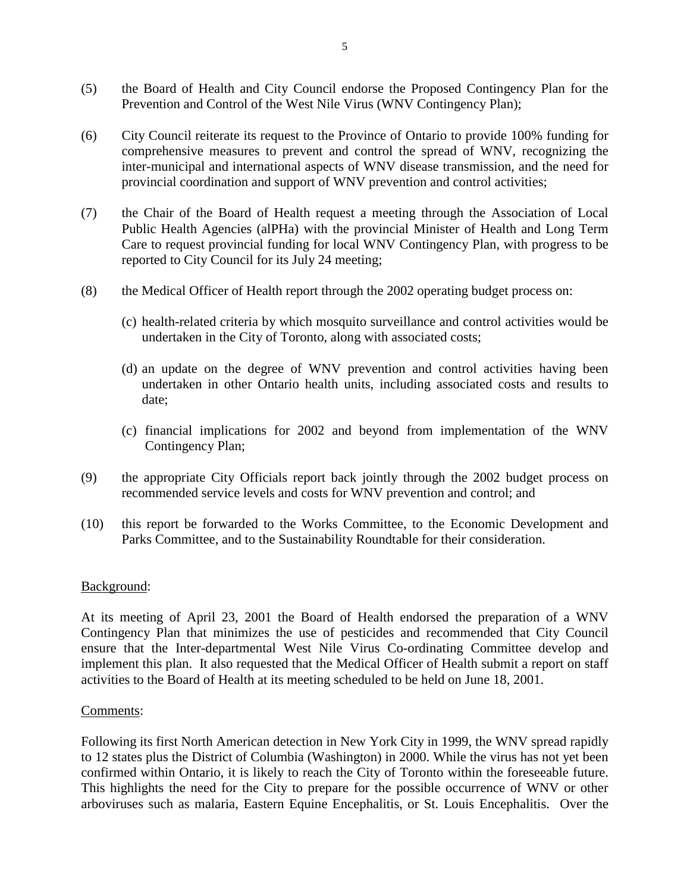(5) the Board of Health and City Council endorse the Proposed Contingency Plan for the Prevention and Control of the West Nile Virus (WNV Contingency Plan);

(6) City Council reiterate its request to the Province of Ontario to provide 100% funding for comprehensive measures to prevent and control the spread of WNV, recognizing the inter-municipal and international aspects of WNV disease transmission, and the need for provincial coordination and support of WNV prevention and control activities;

(7) the Chair of the Board of Health request a meeting through the Association of Local Public Health Agencies (alPHa) with the provincial Minister of Health and Long Term Care to request provincial funding for local WNV Contingency Plan, with progress to be reported to City Council for its July 24 meeting;

(8) the Medical Officer of Health report through the 2002 operating budget process on:

   (c) health-related criteria by which mosquito surveillance and control activities would be undertaken in the City of Toronto, along with associated costs;

   (d) an update on the degree of WNV prevention and control activities having been undertaken in other Ontario health units, including associated costs and results to date;

   (c) financial implications for 2002 and beyond from implementation of the WNV Contingency Plan;

(9) the appropriate City Officials report back jointly through the 2002 budget process on recommended service levels and costs for WNV prevention and control; and

(10) this report be forwarded to the Works Committee, to the Economic Development and Parks Committee, and to the Sustainability Roundtable for their consideration.

Background:

At its meeting of April 23, 2001 the Board of Health endorsed the preparation of a WNV Contingency Plan that minimizes the use of pesticides and recommended that City Council ensure that the Inter-departmental West Nile Virus Co-ordinating Committee develop and implement this plan. It also requested that the Medical Officer of Health submit a report on staff activities to the Board of Health at its meeting scheduled to be held on June 18, 2001.

Comments:

Following its first North American detection in New York City in 1999, the WNV spread rapidly to 12 states plus the District of Columbia (Washington) in 2000. While the virus has not yet been confirmed within Ontario, it is likely to reach the City of Toronto within the foreseeable future. This highlights the need for the City to prepare for the possible occurrence of WNV or other arboviruses such as malaria, Eastern Equine Encephalitis, or St. Louis Encephalitis. Over the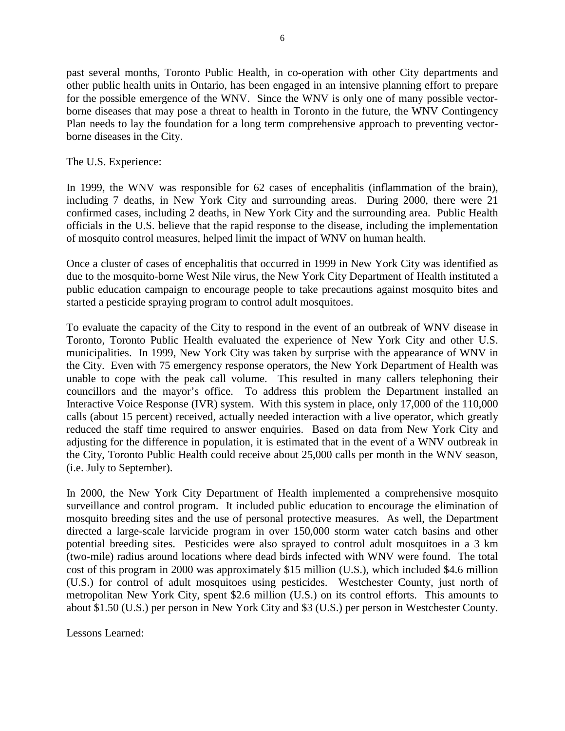past several months, Toronto Public Health, in co-operation with other City departments and other public health units in Ontario, has been engaged in an intensive planning effort to prepare for the possible emergence of the WNV. Since the WNV is only one of many possible vector-borne diseases that may pose a threat to health in Toronto in the future, the WNV Contingency Plan needs to lay the foundation for a long term comprehensive approach to preventing vector-borne diseases in the City.

The U.S. Experience:

In 1999, the WNV was responsible for 62 cases of encephalitis (inflammation of the brain), including 7 deaths, in New York City and surrounding areas. During 2000, there were 21 confirmed cases, including 2 deaths, in New York City and the surrounding area. Public Health officials in the U.S. believe that the rapid response to the disease, including the implementation of mosquito control measures, helped limit the impact of WNV on human health.

Once a cluster of cases of encephalitis that occurred in 1999 in New York City was identified as due to the mosquito-borne West Nile virus, the New York City Department of Health instituted a public education campaign to encourage people to take precautions against mosquito bites and started a pesticide spraying program to control adult mosquitoes.

To evaluate the capacity of the City to respond in the event of an outbreak of WNV disease in Toronto, Toronto Public Health evaluated the experience of New York City and other U.S. municipalities. In 1999, New York City was taken by surprise with the appearance of WNV in the City. Even with 75 emergency response operators, the New York Department of Health was unable to cope with the peak call volume. This resulted in many callers telephoning their councillors and the mayor's office. To address this problem the Department installed an Interactive Voice Response (IVR) system. With this system in place, only 17,000 of the 110,000 calls (about 15 percent) received, actually needed interaction with a live operator, which greatly reduced the staff time required to answer enquiries. Based on data from New York City and adjusting for the difference in population, it is estimated that in the event of a WNV outbreak in the City, Toronto Public Health could receive about 25,000 calls per month in the WNV season, (i.e. July to September).

In 2000, the New York City Department of Health implemented a comprehensive mosquito surveillance and control program. It included public education to encourage the elimination of mosquito breeding sites and the use of personal protective measures. As well, the Department directed a large-scale larvicide program in over 150,000 storm water catch basins and other potential breeding sites. Pesticides were also sprayed to control adult mosquitoes in a 3 km (two-mile) radius around locations where dead birds infected with WNV were found. The total cost of this program in 2000 was approximately $15 million (U.S.), which included $4.6 million (U.S.) for control of adult mosquitoes using pesticides. Westchester County, just north of metropolitan New York City, spent $2.6 million (U.S.) on its control efforts. This amounts to about $1.50 (U.S.) per person in New York City and $3 (U.S.) per person in Westchester County.

Lessons Learned: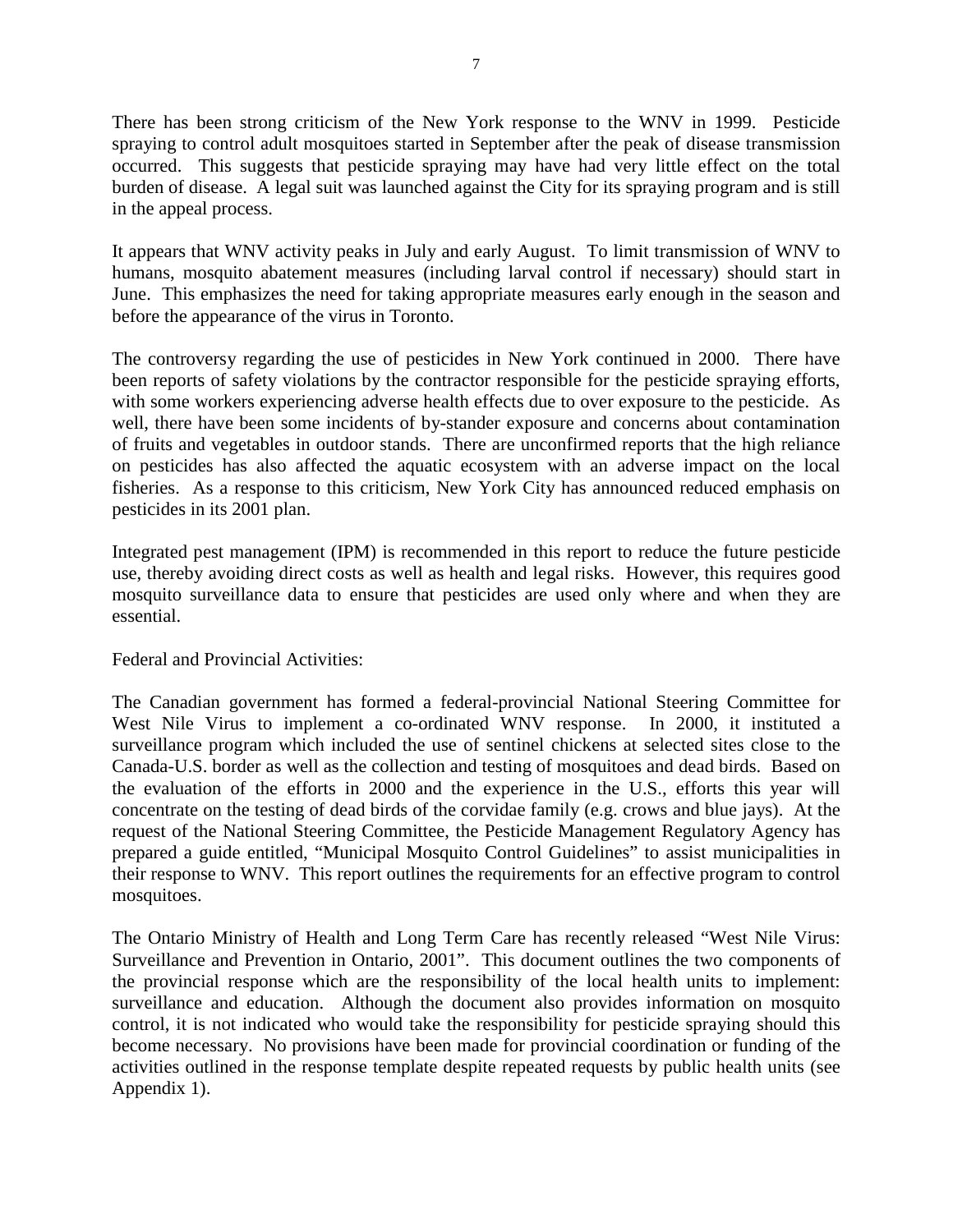There has been strong criticism of the New York response to the WNV in 1999. Pesticide spraying to control adult mosquitoes started in September after the peak of disease transmission occurred. This suggests that pesticide spraying may have had very little effect on the total burden of disease. A legal suit was launched against the City for its spraying program and is still in the appeal process.

It appears that WNV activity peaks in July and early August. To limit transmission of WNV to humans, mosquito abatement measures (including larval control if necessary) should start in June. This emphasizes the need for taking appropriate measures early enough in the season and before the appearance of the virus in Toronto.

The controversy regarding the use of pesticides in New York continued in 2000. There have been reports of safety violations by the contractor responsible for the pesticide spraying efforts, with some workers experiencing adverse health effects due to over exposure to the pesticide. As well, there have been some incidents of by-stander exposure and concerns about contamination of fruits and vegetables in outdoor stands. There are unconfirmed reports that the high reliance on pesticides has also affected the aquatic ecosystem with an adverse impact on the local fisheries. As a response to this criticism, New York City has announced reduced emphasis on pesticides in its 2001 plan.

Integrated pest management (IPM) is recommended in this report to reduce the future pesticide use, thereby avoiding direct costs as well as health and legal risks. However, this requires good mosquito surveillance data to ensure that pesticides are used only where and when they are essential.

Federal and Provincial Activities:

The Canadian government has formed a federal-provincial National Steering Committee for West Nile Virus to implement a co-ordinated WNV response. In 2000, it instituted a surveillance program which included the use of sentinel chickens at selected sites close to the Canada-U.S. border as well as the collection and testing of mosquitoes and dead birds. Based on the evaluation of the efforts in 2000 and the experience in the U.S., efforts this year will concentrate on the testing of dead birds of the corvidae family (e.g. crows and blue jays). At the request of the National Steering Committee, the Pesticide Management Regulatory Agency has prepared a guide entitled, "Municipal Mosquito Control Guidelines" to assist municipalities in their response to WNV. This report outlines the requirements for an effective program to control mosquitoes.

The Ontario Ministry of Health and Long Term Care has recently released "West Nile Virus: Surveillance and Prevention in Ontario, 2001". This document outlines the two components of the provincial response which are the responsibility of the local health units to implement: surveillance and education. Although the document also provides information on mosquito control, it is not indicated who would take the responsibility for pesticide spraying should this become necessary. No provisions have been made for provincial coordination or funding of the activities outlined in the response template despite repeated requests by public health units (see Appendix 1).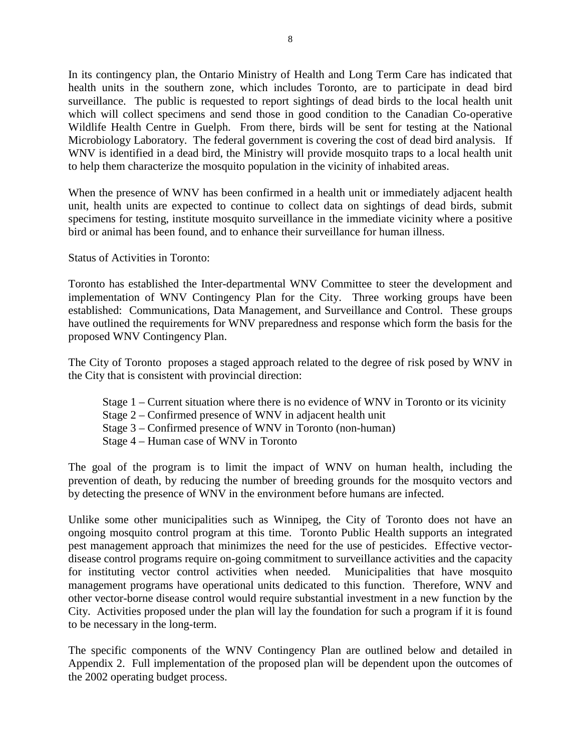In its contingency plan, the Ontario Ministry of Health and Long Term Care has indicated that health units in the southern zone, which includes Toronto, are to participate in dead bird surveillance. The public is requested to report sightings of dead birds to the local health unit which will collect specimens and send those in good condition to the Canadian Co-operative Wildlife Health Centre in Guelph. From there, birds will be sent for testing at the National Microbiology Laboratory. The federal government is covering the cost of dead bird analysis. If WNV is identified in a dead bird, the Ministry will provide mosquito traps to a local health unit to help them characterize the mosquito population in the vicinity of inhabited areas.

When the presence of WNV has been confirmed in a health unit or immediately adjacent health unit, health units are expected to continue to collect data on sightings of dead birds, submit specimens for testing, institute mosquito surveillance in the immediate vicinity where a positive bird or animal has been found, and to enhance their surveillance for human illness.

Status of Activities in Toronto:

Toronto has established the Inter-departmental WNV Committee to steer the development and implementation of WNV Contingency Plan for the City. Three working groups have been established: Communications, Data Management, and Surveillance and Control. These groups have outlined the requirements for WNV preparedness and response which form the basis for the proposed WNV Contingency Plan.

The City of Toronto proposes a staged approach related to the degree of risk posed by WNV in the City that is consistent with provincial direction:

- Stage 1 – Current situation where there is no evidence of WNV in Toronto or its vicinity
- Stage 2 – Confirmed presence of WNV in adjacent health unit
- Stage 3 – Confirmed presence of WNV in Toronto (non-human)
- Stage 4 – Human case of WNV in Toronto

The goal of the program is to limit the impact of WNV on human health, including the prevention of death, by reducing the number of breeding grounds for the mosquito vectors and by detecting the presence of WNV in the environment before humans are infected.

Unlike some other municipalities such as Winnipeg, the City of Toronto does not have an ongoing mosquito control program at this time. Toronto Public Health supports an integrated pest management approach that minimizes the need for the use of pesticides. Effective vector-disease control programs require on-going commitment to surveillance activities and the capacity for instituting vector control activities when needed. Municipalities that have mosquito management programs have operational units dedicated to this function. Therefore, WNV and other vector-borne disease control would require substantial investment in a new function by the City. Activities proposed under the plan will lay the foundation for such a program if it is found to be necessary in the long-term.

The specific components of the WNV Contingency Plan are outlined below and detailed in Appendix 2. Full implementation of the proposed plan will be dependent upon the outcomes of the 2002 operating budget process.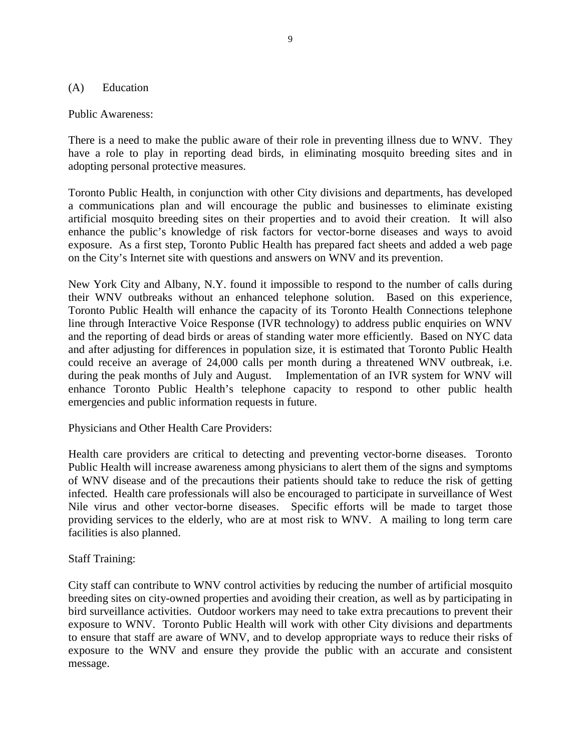### (A) Education

Public Awareness:

There is a need to make the public aware of their role in preventing illness due to WNV. They have a role to play in reporting dead birds, in eliminating mosquito breeding sites and in adopting personal protective measures.

Toronto Public Health, in conjunction with other City divisions and departments, has developed a communications plan and will encourage the public and businesses to eliminate existing artificial mosquito breeding sites on their properties and to avoid their creation. It will also enhance the public's knowledge of risk factors for vector-borne diseases and ways to avoid exposure. As a first step, Toronto Public Health has prepared fact sheets and added a web page on the City's Internet site with questions and answers on WNV and its prevention.

New York City and Albany, N.Y. found it impossible to respond to the number of calls during their WNV outbreaks without an enhanced telephone solution. Based on this experience, Toronto Public Health will enhance the capacity of its Toronto Health Connections telephone line through Interactive Voice Response (IVR technology) to address public enquiries on WNV and the reporting of dead birds or areas of standing water more efficiently. Based on NYC data and after adjusting for differences in population size, it is estimated that Toronto Public Health could receive an average of 24,000 calls per month during a threatened WNV outbreak, i.e. during the peak months of July and August. Implementation of an IVR system for WNV will enhance Toronto Public Health's telephone capacity to respond to other public health emergencies and public information requests in future.

Physicians and Other Health Care Providers:

Health care providers are critical to detecting and preventing vector-borne diseases. Toronto Public Health will increase awareness among physicians to alert them of the signs and symptoms of WNV disease and of the precautions their patients should take to reduce the risk of getting infected. Health care professionals will also be encouraged to participate in surveillance of West Nile virus and other vector-borne diseases. Specific efforts will be made to target those providing services to the elderly, who are at most risk to WNV. A mailing to long term care facilities is also planned.

Staff Training:

City staff can contribute to WNV control activities by reducing the number of artificial mosquito breeding sites on city-owned properties and avoiding their creation, as well as by participating in bird surveillance activities. Outdoor workers may need to take extra precautions to prevent their exposure to WNV. Toronto Public Health will work with other City divisions and departments to ensure that staff are aware of WNV, and to develop appropriate ways to reduce their risks of exposure to the WNV and ensure they provide the public with an accurate and consistent message.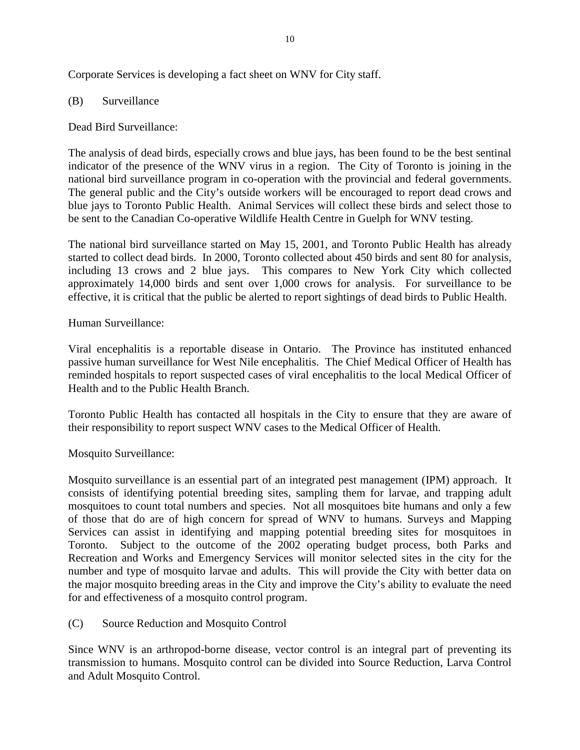Corporate Services is developing a fact sheet on WNV for City staff.

(B) Surveillance

Dead Bird Surveillance:

The analysis of dead birds, especially crows and blue jays, has been found to be the best sentinal indicator of the presence of the WNV virus in a region. The City of Toronto is joining in the national bird surveillance program in co-operation with the provincial and federal governments. The general public and the City's outside workers will be encouraged to report dead crows and blue jays to Toronto Public Health. Animal Services will collect these birds and select those to be sent to the Canadian Co-operative Wildlife Health Centre in Guelph for WNV testing.

The national bird surveillance started on May 15, 2001, and Toronto Public Health has already started to collect dead birds. In 2000, Toronto collected about 450 birds and sent 80 for analysis, including 13 crows and 2 blue jays. This compares to New York City which collected approximately 14,000 birds and sent over 1,000 crows for analysis. For surveillance to be effective, it is critical that the public be alerted to report sightings of dead birds to Public Health.

Human Surveillance:

Viral encephalitis is a reportable disease in Ontario. The Province has instituted enhanced passive human surveillance for West Nile encephalitis. The Chief Medical Officer of Health has reminded hospitals to report suspected cases of viral encephalitis to the local Medical Officer of Health and to the Public Health Branch.

Toronto Public Health has contacted all hospitals in the City to ensure that they are aware of their responsibility to report suspect WNV cases to the Medical Officer of Health.

Mosquito Surveillance:

Mosquito surveillance is an essential part of an integrated pest management (IPM) approach. It consists of identifying potential breeding sites, sampling them for larvae, and trapping adult mosquitoes to count total numbers and species. Not all mosquitoes bite humans and only a few of those that do are of high concern for spread of WNV to humans. Surveys and Mapping Services can assist in identifying and mapping potential breeding sites for mosquitoes in Toronto. Subject to the outcome of the 2002 operating budget process, both Parks and Recreation and Works and Emergency Services will monitor selected sites in the city for the number and type of mosquito larvae and adults. This will provide the City with better data on the major mosquito breeding areas in the City and improve the City's ability to evaluate the need for and effectiveness of a mosquito control program.

(C) Source Reduction and Mosquito Control

Since WNV is an arthropod-borne disease, vector control is an integral part of preventing its transmission to humans. Mosquito control can be divided into Source Reduction, Larva Control and Adult Mosquito Control.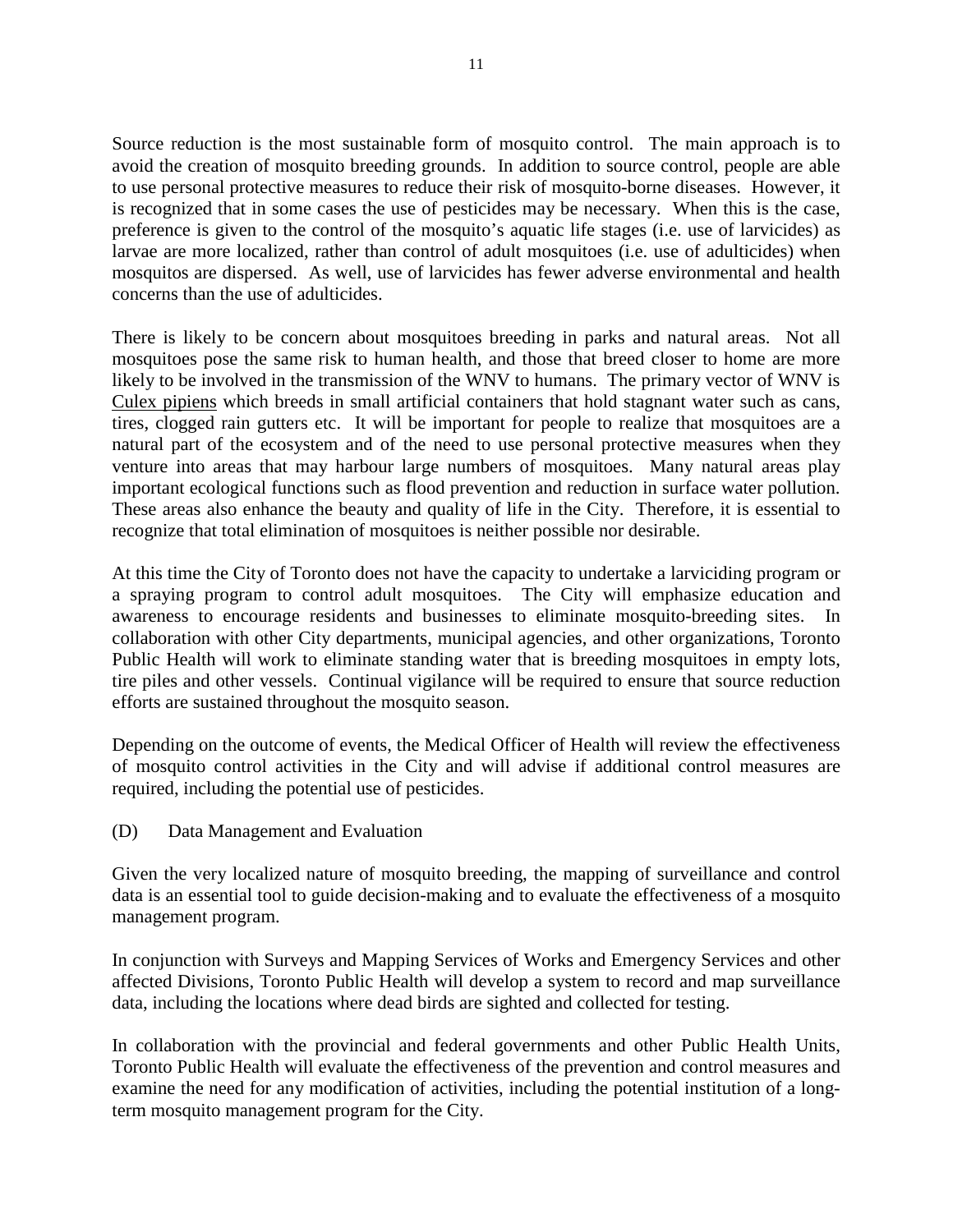Source reduction is the most sustainable form of mosquito control. The main approach is to avoid the creation of mosquito breeding grounds. In addition to source control, people are able to use personal protective measures to reduce their risk of mosquito-borne diseases. However, it is recognized that in some cases the use of pesticides may be necessary. When this is the case, preference is given to the control of the mosquito's aquatic life stages (i.e. use of larvicides) as larvae are more localized, rather than control of adult mosquitoes (i.e. use of adulticides) when mosquitos are dispersed. As well, use of larvicides has fewer adverse environmental and health concerns than the use of adulticides.

There is likely to be concern about mosquitoes breeding in parks and natural areas. Not all mosquitoes pose the same risk to human health, and those that breed closer to home are more likely to be involved in the transmission of the WNV to humans. The primary vector of WNV is Culex pipiens which breeds in small artificial containers that hold stagnant water such as cans, tires, clogged rain gutters etc. It will be important for people to realize that mosquitoes are a natural part of the ecosystem and of the need to use personal protective measures when they venture into areas that may harbour large numbers of mosquitoes. Many natural areas play important ecological functions such as flood prevention and reduction in surface water pollution. These areas also enhance the beauty and quality of life in the City. Therefore, it is essential to recognize that total elimination of mosquitoes is neither possible nor desirable.

At this time the City of Toronto does not have the capacity to undertake a larviciding program or a spraying program to control adult mosquitoes. The City will emphasize education and awareness to encourage residents and businesses to eliminate mosquito-breeding sites. In collaboration with other City departments, municipal agencies, and other organizations, Toronto Public Health will work to eliminate standing water that is breeding mosquitoes in empty lots, tire piles and other vessels. Continual vigilance will be required to ensure that source reduction efforts are sustained throughout the mosquito season.

Depending on the outcome of events, the Medical Officer of Health will review the effectiveness of mosquito control activities in the City and will advise if additional control measures are required, including the potential use of pesticides.

(D) Data Management and Evaluation

Given the very localized nature of mosquito breeding, the mapping of surveillance and control data is an essential tool to guide decision-making and to evaluate the effectiveness of a mosquito management program.

In conjunction with Surveys and Mapping Services of Works and Emergency Services and other affected Divisions, Toronto Public Health will develop a system to record and map surveillance data, including the locations where dead birds are sighted and collected for testing.

In collaboration with the provincial and federal governments and other Public Health Units, Toronto Public Health will evaluate the effectiveness of the prevention and control measures and examine the need for any modification of activities, including the potential institution of a long-term mosquito management program for the City.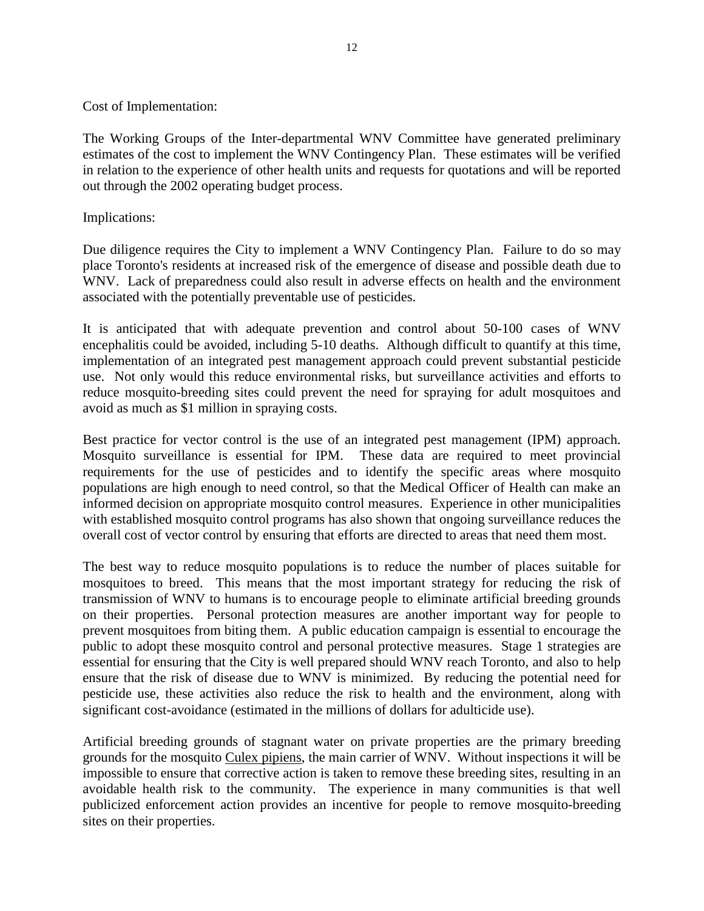Cost of Implementation:

The Working Groups of the Inter-departmental WNV Committee have generated preliminary estimates of the cost to implement the WNV Contingency Plan. These estimates will be verified in relation to the experience of other health units and requests for quotations and will be reported out through the 2002 operating budget process.

Implications:

Due diligence requires the City to implement a WNV Contingency Plan. Failure to do so may place Toronto's residents at increased risk of the emergence of disease and possible death due to WNV. Lack of preparedness could also result in adverse effects on health and the environment associated with the potentially preventable use of pesticides.

It is anticipated that with adequate prevention and control about 50-100 cases of WNV encephalitis could be avoided, including 5-10 deaths. Although difficult to quantify at this time, implementation of an integrated pest management approach could prevent substantial pesticide use. Not only would this reduce environmental risks, but surveillance activities and efforts to reduce mosquito-breeding sites could prevent the need for spraying for adult mosquitoes and avoid as much as $1 million in spraying costs.

Best practice for vector control is the use of an integrated pest management (IPM) approach. Mosquito surveillance is essential for IPM. These data are required to meet provincial requirements for the use of pesticides and to identify the specific areas where mosquito populations are high enough to need control, so that the Medical Officer of Health can make an informed decision on appropriate mosquito control measures. Experience in other municipalities with established mosquito control programs has also shown that ongoing surveillance reduces the overall cost of vector control by ensuring that efforts are directed to areas that need them most.

The best way to reduce mosquito populations is to reduce the number of places suitable for mosquitoes to breed. This means that the most important strategy for reducing the risk of transmission of WNV to humans is to encourage people to eliminate artificial breeding grounds on their properties. Personal protection measures are another important way for people to prevent mosquitoes from biting them. A public education campaign is essential to encourage the public to adopt these mosquito control and personal protective measures. Stage 1 strategies are essential for ensuring that the City is well prepared should WNV reach Toronto, and also to help ensure that the risk of disease due to WNV is minimized. By reducing the potential need for pesticide use, these activities also reduce the risk to health and the environment, along with significant cost-avoidance (estimated in the millions of dollars for adulticide use).

Artificial breeding grounds of stagnant water on private properties are the primary breeding grounds for the mosquito Culex pipiens, the main carrier of WNV. Without inspections it will be impossible to ensure that corrective action is taken to remove these breeding sites, resulting in an avoidable health risk to the community. The experience in many communities is that well publicized enforcement action provides an incentive for people to remove mosquito-breeding sites on their properties.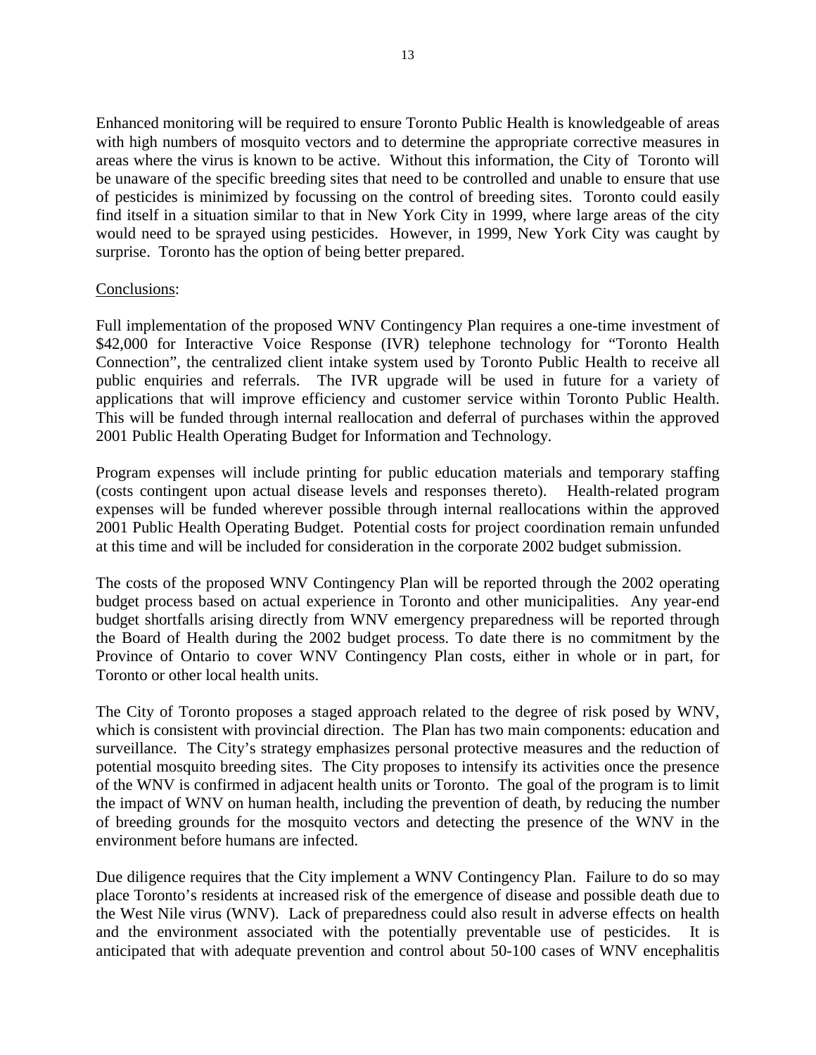Enhanced monitoring will be required to ensure Toronto Public Health is knowledgeable of areas with high numbers of mosquito vectors and to determine the appropriate corrective measures in areas where the virus is known to be active. Without this information, the City of Toronto will be unaware of the specific breeding sites that need to be controlled and unable to ensure that use of pesticides is minimized by focussing on the control of breeding sites. Toronto could easily find itself in a situation similar to that in New York City in 1999, where large areas of the city would need to be sprayed using pesticides. However, in 1999, New York City was caught by surprise. Toronto has the option of being better prepared.

Conclusions:

Full implementation of the proposed WNV Contingency Plan requires a one-time investment of $42,000 for Interactive Voice Response (IVR) telephone technology for "Toronto Health Connection", the centralized client intake system used by Toronto Public Health to receive all public enquiries and referrals. The IVR upgrade will be used in future for a variety of applications that will improve efficiency and customer service within Toronto Public Health. This will be funded through internal reallocation and deferral of purchases within the approved 2001 Public Health Operating Budget for Information and Technology.

Program expenses will include printing for public education materials and temporary staffing (costs contingent upon actual disease levels and responses thereto). Health-related program expenses will be funded wherever possible through internal reallocations within the approved 2001 Public Health Operating Budget. Potential costs for project coordination remain unfunded at this time and will be included for consideration in the corporate 2002 budget submission.

The costs of the proposed WNV Contingency Plan will be reported through the 2002 operating budget process based on actual experience in Toronto and other municipalities. Any year-end budget shortfalls arising directly from WNV emergency preparedness will be reported through the Board of Health during the 2002 budget process. To date there is no commitment by the Province of Ontario to cover WNV Contingency Plan costs, either in whole or in part, for Toronto or other local health units.

The City of Toronto proposes a staged approach related to the degree of risk posed by WNV, which is consistent with provincial direction. The Plan has two main components: education and surveillance. The City's strategy emphasizes personal protective measures and the reduction of potential mosquito breeding sites. The City proposes to intensify its activities once the presence of the WNV is confirmed in adjacent health units or Toronto. The goal of the program is to limit the impact of WNV on human health, including the prevention of death, by reducing the number of breeding grounds for the mosquito vectors and detecting the presence of the WNV in the environment before humans are infected.

Due diligence requires that the City implement a WNV Contingency Plan. Failure to do so may place Toronto's residents at increased risk of the emergence of disease and possible death due to the West Nile virus (WNV). Lack of preparedness could also result in adverse effects on health and the environment associated with the potentially preventable use of pesticides. It is anticipated that with adequate prevention and control about 50-100 cases of WNV encephalitis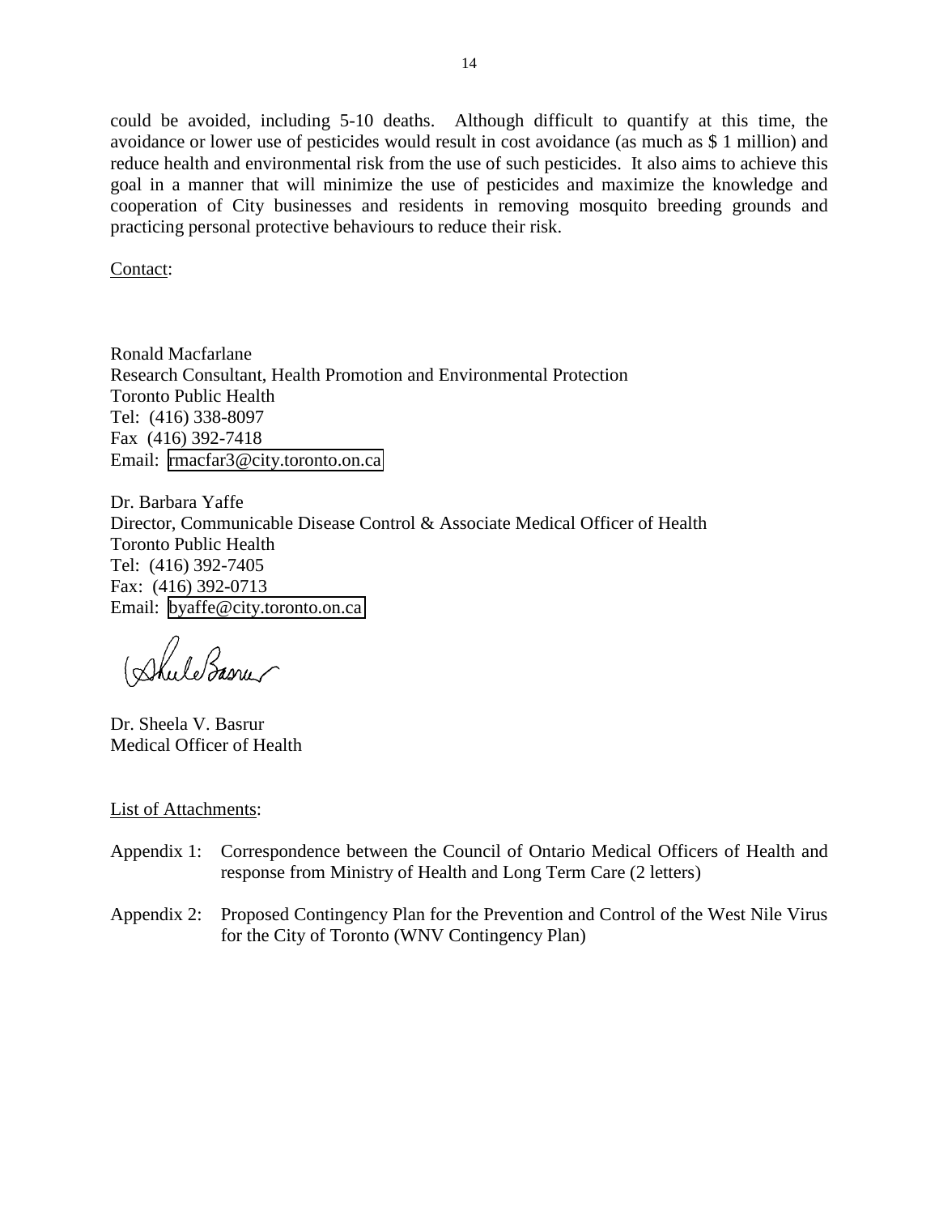could be avoided, including 5-10 deaths. Although difficult to quantify at this time, the avoidance or lower use of pesticides would result in cost avoidance (as much as $ 1 million) and reduce health and environmental risk from the use of such pesticides. It also aims to achieve this goal in a manner that will minimize the use of pesticides and maximize the knowledge and cooperation of City businesses and residents in removing mosquito breeding grounds and practicing personal protective behaviours to reduce their risk.

Contact:

Ronald Macfarlane
Research Consultant, Health Promotion and Environmental Protection
Toronto Public Health
Tel: (416) 338-8097
Fax (416) 392-7418
Email: rmacfar3@city.toronto.on.ca

Dr. Barbara Yaffe
Director, Communicable Disease Control & Associate Medical Officer of Health
Toronto Public Health
Tel: (416) 392-7405
Fax: (416) 392-0713
Email: byaffe@city.toronto.on.ca

Dr. Sheela V. Basrur
Medical Officer of Health

List of Attachments:

Appendix 1: Correspondence between the Council of Ontario Medical Officers of Health and response from Ministry of Health and Long Term Care (2 letters)

Appendix 2: Proposed Contingency Plan for the Prevention and Control of the West Nile Virus for the City of Toronto (WNV Contingency Plan)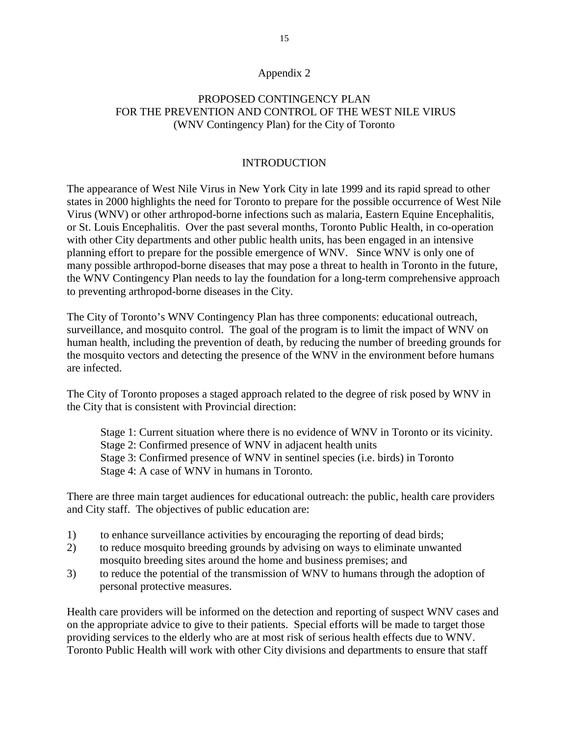## Appendix 2

## PROPOSED CONTINGENCY PLAN FOR THE PREVENTION AND CONTROL OF THE WEST NILE VIRUS (WNV Contingency Plan) for the City of Toronto

### INTRODUCTION

The appearance of West Nile Virus in New York City in late 1999 and its rapid spread to other states in 2000 highlights the need for Toronto to prepare for the possible occurrence of West Nile Virus (WNV) or other arthropod-borne infections such as malaria, Eastern Equine Encephalitis, or St. Louis Encephalitis. Over the past several months, Toronto Public Health, in co-operation with other City departments and other public health units, has been engaged in an intensive planning effort to prepare for the possible emergence of WNV. Since WNV is only one of many possible arthropod-borne diseases that may pose a threat to health in Toronto in the future, the WNV Contingency Plan needs to lay the foundation for a long-term comprehensive approach to preventing arthropod-borne diseases in the City.

The City of Toronto's WNV Contingency Plan has three components: educational outreach, surveillance, and mosquito control. The goal of the program is to limit the impact of WNV on human health, including the prevention of death, by reducing the number of breeding grounds for the mosquito vectors and detecting the presence of the WNV in the environment before humans are infected.

The City of Toronto proposes a staged approach related to the degree of risk posed by WNV in the City that is consistent with Provincial direction:

- Stage 1: Current situation where there is no evidence of WNV in Toronto or its vicinity.
- Stage 2: Confirmed presence of WNV in adjacent health units
- Stage 3: Confirmed presence of WNV in sentinel species (i.e. birds) in Toronto
- Stage 4: A case of WNV in humans in Toronto.

There are three main target audiences for educational outreach: the public, health care providers and City staff. The objectives of public education are:

1) to enhance surveillance activities by encouraging the reporting of dead birds;
2) to reduce mosquito breeding grounds by advising on ways to eliminate unwanted mosquito breeding sites around the home and business premises; and
3) to reduce the potential of the transmission of WNV to humans through the adoption of personal protective measures.

Health care providers will be informed on the detection and reporting of suspect WNV cases and on the appropriate advice to give to their patients. Special efforts will be made to target those providing services to the elderly who are at most risk of serious health effects due to WNV. Toronto Public Health will work with other City divisions and departments to ensure that staff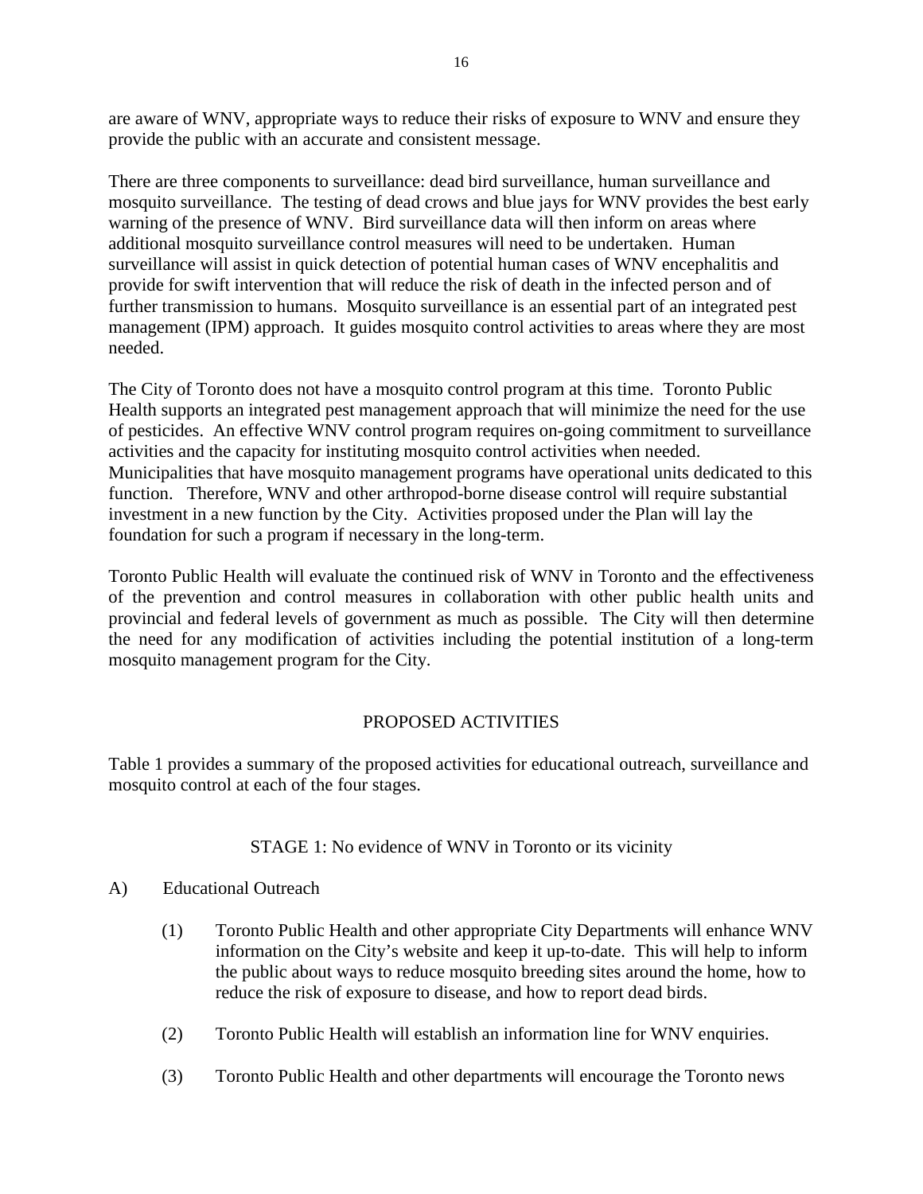are aware of WNV, appropriate ways to reduce their risks of exposure to WNV and ensure they provide the public with an accurate and consistent message.

There are three components to surveillance: dead bird surveillance, human surveillance and mosquito surveillance. The testing of dead crows and blue jays for WNV provides the best early warning of the presence of WNV. Bird surveillance data will then inform on areas where additional mosquito surveillance control measures will need to be undertaken. Human surveillance will assist in quick detection of potential human cases of WNV encephalitis and provide for swift intervention that will reduce the risk of death in the infected person and of further transmission to humans. Mosquito surveillance is an essential part of an integrated pest management (IPM) approach. It guides mosquito control activities to areas where they are most needed.

The City of Toronto does not have a mosquito control program at this time. Toronto Public Health supports an integrated pest management approach that will minimize the need for the use of pesticides. An effective WNV control program requires on-going commitment to surveillance activities and the capacity for instituting mosquito control activities when needed. Municipalities that have mosquito management programs have operational units dedicated to this function. Therefore, WNV and other arthropod-borne disease control will require substantial investment in a new function by the City. Activities proposed under the Plan will lay the foundation for such a program if necessary in the long-term.

Toronto Public Health will evaluate the continued risk of WNV in Toronto and the effectiveness of the prevention and control measures in collaboration with other public health units and provincial and federal levels of government as much as possible. The City will then determine the need for any modification of activities including the potential institution of a long-term mosquito management program for the City.

## PROPOSED ACTIVITIES

Table 1 provides a summary of the proposed activities for educational outreach, surveillance and mosquito control at each of the four stages.

### STAGE 1: No evidence of WNV in Toronto or its vicinity

A) Educational Outreach

(1) Toronto Public Health and other appropriate City Departments will enhance WNV information on the City's website and keep it up-to-date. This will help to inform the public about ways to reduce mosquito breeding sites around the home, how to reduce the risk of exposure to disease, and how to report dead birds.

(2) Toronto Public Health will establish an information line for WNV enquiries.

(3) Toronto Public Health and other departments will encourage the Toronto news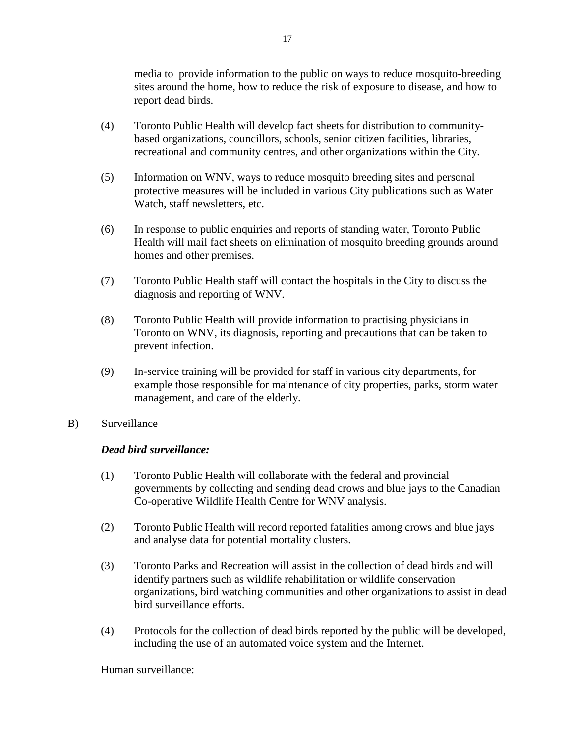media to provide information to the public on ways to reduce mosquito-breeding sites around the home, how to reduce the risk of exposure to disease, and how to report dead birds.

(4) Toronto Public Health will develop fact sheets for distribution to community-based organizations, councillors, schools, senior citizen facilities, libraries, recreational and community centres, and other organizations within the City.

(5) Information on WNV, ways to reduce mosquito breeding sites and personal protective measures will be included in various City publications such as Water Watch, staff newsletters, etc.

(6) In response to public enquiries and reports of standing water, Toronto Public Health will mail fact sheets on elimination of mosquito breeding grounds around homes and other premises.

(7) Toronto Public Health staff will contact the hospitals in the City to discuss the diagnosis and reporting of WNV.

(8) Toronto Public Health will provide information to practising physicians in Toronto on WNV, its diagnosis, reporting and precautions that can be taken to prevent infection.

(9) In-service training will be provided for staff in various city departments, for example those responsible for maintenance of city properties, parks, storm water management, and care of the elderly.

B) Surveillance

***Dead bird surveillance:***

(1) Toronto Public Health will collaborate with the federal and provincial governments by collecting and sending dead crows and blue jays to the Canadian Co-operative Wildlife Health Centre for WNV analysis.

(2) Toronto Public Health will record reported fatalities among crows and blue jays and analyse data for potential mortality clusters.

(3) Toronto Parks and Recreation will assist in the collection of dead birds and will identify partners such as wildlife rehabilitation or wildlife conservation organizations, bird watching communities and other organizations to assist in dead bird surveillance efforts.

(4) Protocols for the collection of dead birds reported by the public will be developed, including the use of an automated voice system and the Internet.

Human surveillance: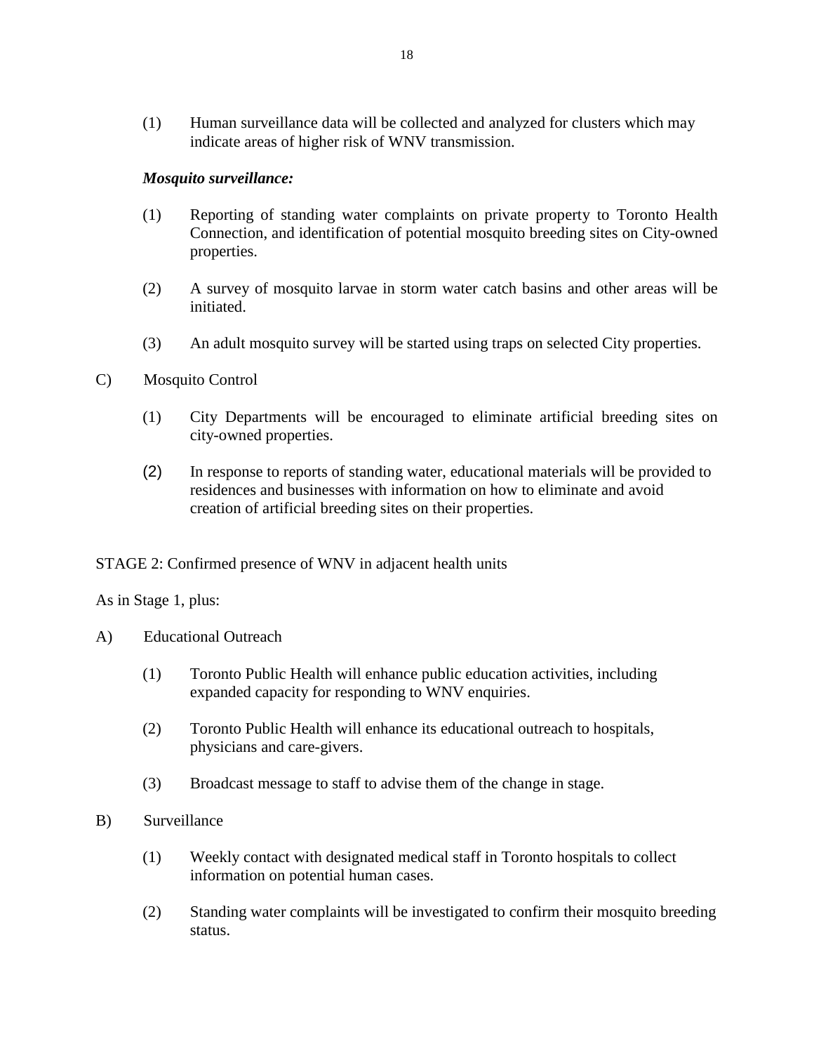(1) Human surveillance data will be collected and analyzed for clusters which may indicate areas of higher risk of WNV transmission.

***Mosquito surveillance:***

(1) Reporting of standing water complaints on private property to Toronto Health Connection, and identification of potential mosquito breeding sites on City-owned properties.

(2) A survey of mosquito larvae in storm water catch basins and other areas will be initiated.

(3) An adult mosquito survey will be started using traps on selected City properties.

C) Mosquito Control

(1) City Departments will be encouraged to eliminate artificial breeding sites on city-owned properties.

(2) In response to reports of standing water, educational materials will be provided to residences and businesses with information on how to eliminate and avoid creation of artificial breeding sites on their properties.

STAGE 2: Confirmed presence of WNV in adjacent health units

As in Stage 1, plus:

A) Educational Outreach

(1) Toronto Public Health will enhance public education activities, including expanded capacity for responding to WNV enquiries.

(2) Toronto Public Health will enhance its educational outreach to hospitals, physicians and care-givers.

(3) Broadcast message to staff to advise them of the change in stage.

B) Surveillance

(1) Weekly contact with designated medical staff in Toronto hospitals to collect information on potential human cases.

(2) Standing water complaints will be investigated to confirm their mosquito breeding status.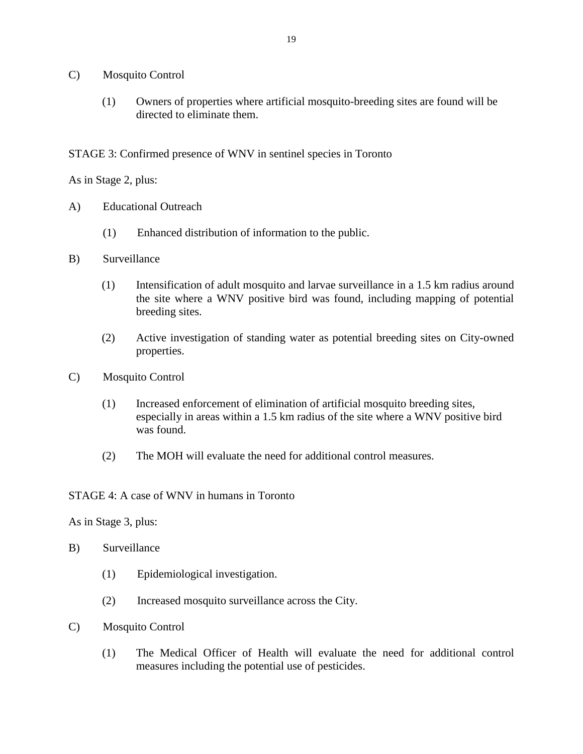C) Mosquito Control

(1) Owners of properties where artificial mosquito-breeding sites are found will be directed to eliminate them.

STAGE 3: Confirmed presence of WNV in sentinel species in Toronto

As in Stage 2, plus:

A) Educational Outreach

(1) Enhanced distribution of information to the public.

B) Surveillance

(1) Intensification of adult mosquito and larvae surveillance in a 1.5 km radius around the site where a WNV positive bird was found, including mapping of potential breeding sites.

(2) Active investigation of standing water as potential breeding sites on City-owned properties.

C) Mosquito Control

(1) Increased enforcement of elimination of artificial mosquito breeding sites, especially in areas within a 1.5 km radius of the site where a WNV positive bird was found.

(2) The MOH will evaluate the need for additional control measures.

STAGE 4: A case of WNV in humans in Toronto

As in Stage 3, plus:

B) Surveillance

(1) Epidemiological investigation.

(2) Increased mosquito surveillance across the City.

C) Mosquito Control

(1) The Medical Officer of Health will evaluate the need for additional control measures including the potential use of pesticides.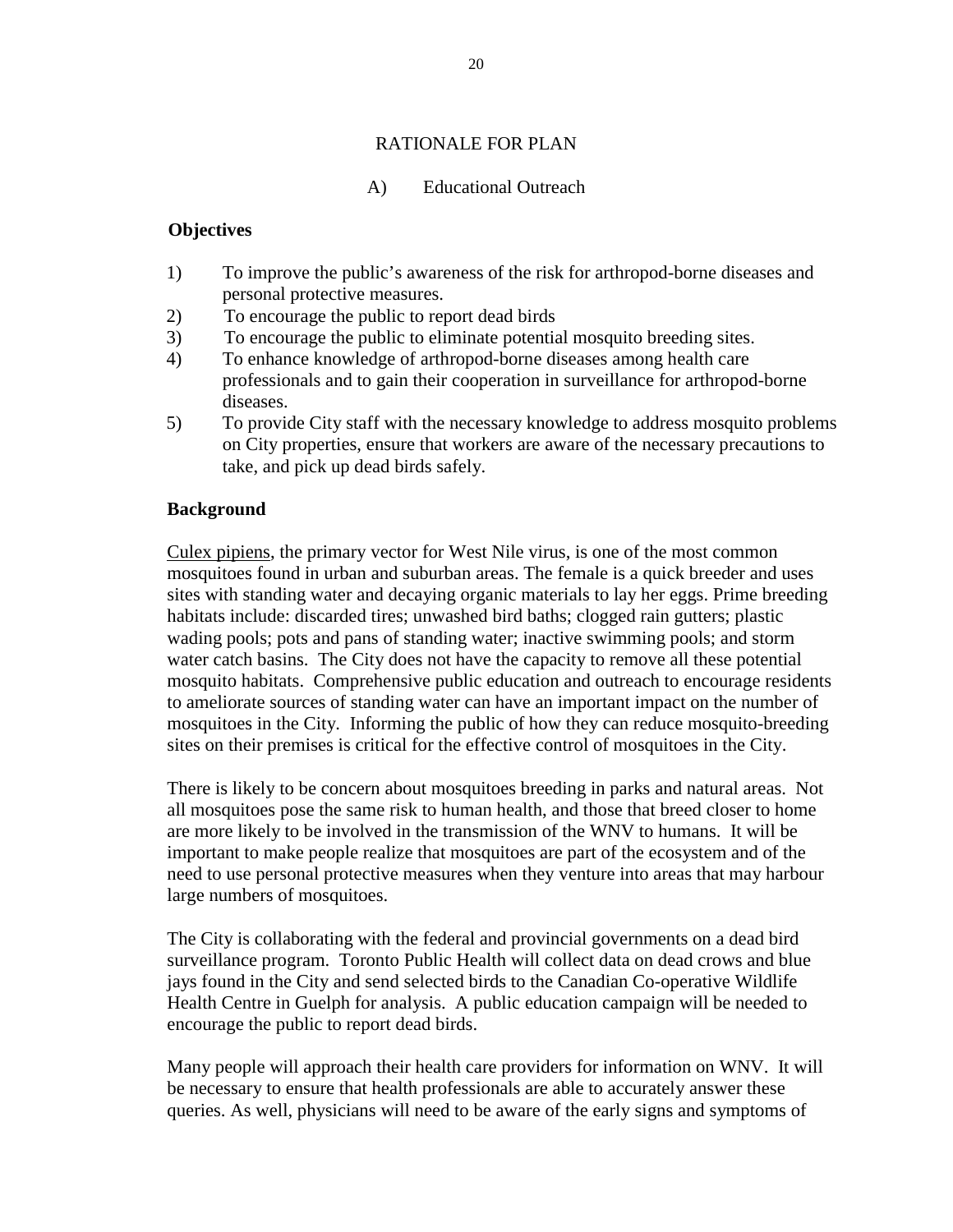## RATIONALE FOR PLAN

### A) Educational Outreach

**Objectives**

1) To improve the public's awareness of the risk for arthropod-borne diseases and personal protective measures.
2) To encourage the public to report dead birds
3) To encourage the public to eliminate potential mosquito breeding sites.
4) To enhance knowledge of arthropod-borne diseases among health care professionals and to gain their cooperation in surveillance for arthropod-borne diseases.
5) To provide City staff with the necessary knowledge to address mosquito problems on City properties, ensure that workers are aware of the necessary precautions to take, and pick up dead birds safely.

**Background**

Culex pipiens, the primary vector for West Nile virus, is one of the most common mosquitoes found in urban and suburban areas. The female is a quick breeder and uses sites with standing water and decaying organic materials to lay her eggs. Prime breeding habitats include: discarded tires; unwashed bird baths; clogged rain gutters; plastic wading pools; pots and pans of standing water; inactive swimming pools; and storm water catch basins. The City does not have the capacity to remove all these potential mosquito habitats. Comprehensive public education and outreach to encourage residents to ameliorate sources of standing water can have an important impact on the number of mosquitoes in the City. Informing the public of how they can reduce mosquito-breeding sites on their premises is critical for the effective control of mosquitoes in the City.

There is likely to be concern about mosquitoes breeding in parks and natural areas. Not all mosquitoes pose the same risk to human health, and those that breed closer to home are more likely to be involved in the transmission of the WNV to humans. It will be important to make people realize that mosquitoes are part of the ecosystem and of the need to use personal protective measures when they venture into areas that may harbour large numbers of mosquitoes.

The City is collaborating with the federal and provincial governments on a dead bird surveillance program. Toronto Public Health will collect data on dead crows and blue jays found in the City and send selected birds to the Canadian Co-operative Wildlife Health Centre in Guelph for analysis. A public education campaign will be needed to encourage the public to report dead birds.

Many people will approach their health care providers for information on WNV. It will be necessary to ensure that health professionals are able to accurately answer these queries. As well, physicians will need to be aware of the early signs and symptoms of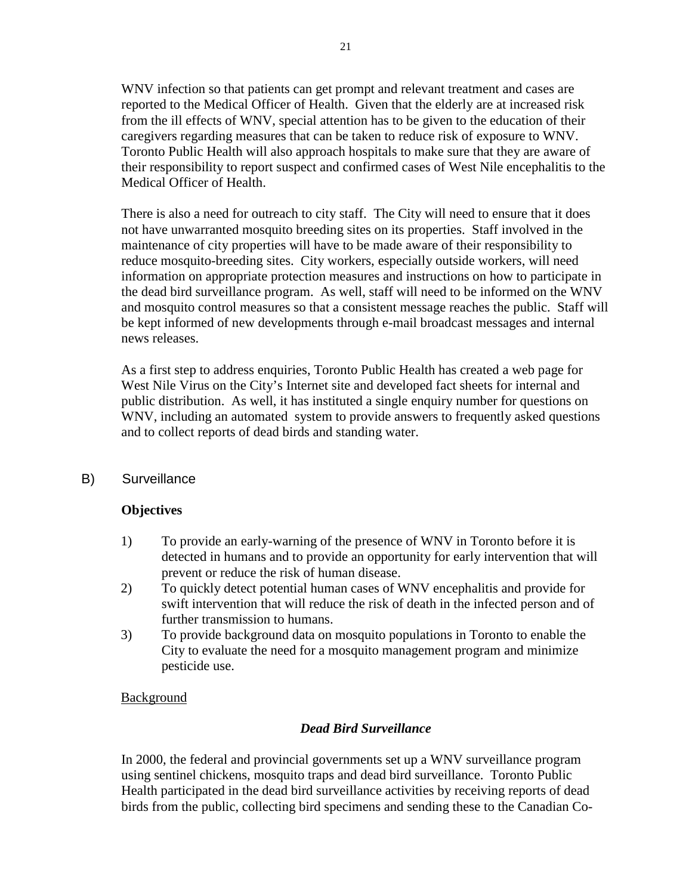WNV infection so that patients can get prompt and relevant treatment and cases are reported to the Medical Officer of Health. Given that the elderly are at increased risk from the ill effects of WNV, special attention has to be given to the education of their caregivers regarding measures that can be taken to reduce risk of exposure to WNV. Toronto Public Health will also approach hospitals to make sure that they are aware of their responsibility to report suspect and confirmed cases of West Nile encephalitis to the Medical Officer of Health.

There is also a need for outreach to city staff. The City will need to ensure that it does not have unwarranted mosquito breeding sites on its properties. Staff involved in the maintenance of city properties will have to be made aware of their responsibility to reduce mosquito-breeding sites. City workers, especially outside workers, will need information on appropriate protection measures and instructions on how to participate in the dead bird surveillance program. As well, staff will need to be informed on the WNV and mosquito control measures so that a consistent message reaches the public. Staff will be kept informed of new developments through e-mail broadcast messages and internal news releases.

As a first step to address enquiries, Toronto Public Health has created a web page for West Nile Virus on the City's Internet site and developed fact sheets for internal and public distribution. As well, it has instituted a single enquiry number for questions on WNV, including an automated system to provide answers to frequently asked questions and to collect reports of dead birds and standing water.

## B) Surveillance

**Objectives**

1) To provide an early-warning of the presence of WNV in Toronto before it is detected in humans and to provide an opportunity for early intervention that will prevent or reduce the risk of human disease.
2) To quickly detect potential human cases of WNV encephalitis and provide for swift intervention that will reduce the risk of death in the infected person and of further transmission to humans.
3) To provide background data on mosquito populations in Toronto to enable the City to evaluate the need for a mosquito management program and minimize pesticide use.

Background

***Dead Bird Surveillance***

In 2000, the federal and provincial governments set up a WNV surveillance program using sentinel chickens, mosquito traps and dead bird surveillance. Toronto Public Health participated in the dead bird surveillance activities by receiving reports of dead birds from the public, collecting bird specimens and sending these to the Canadian Co-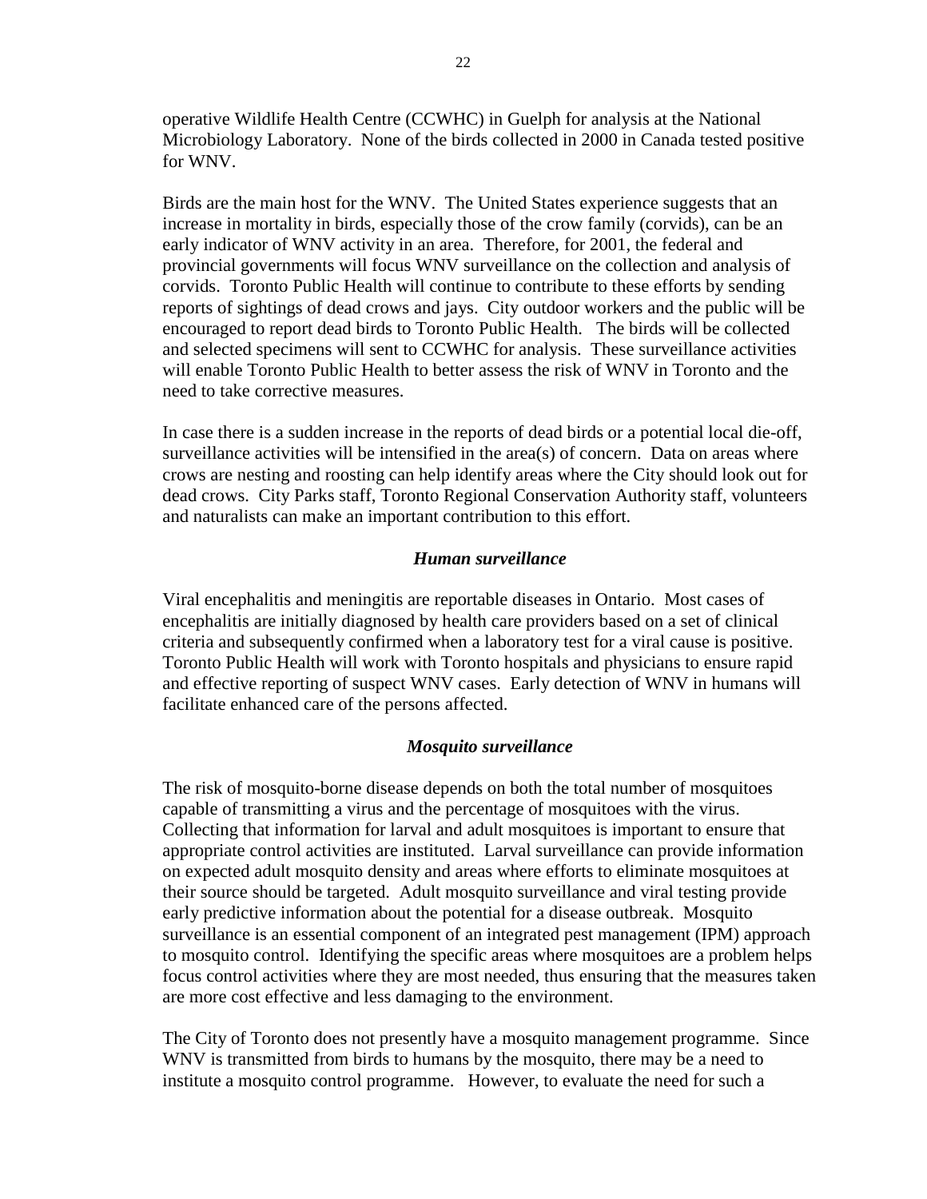operative Wildlife Health Centre (CCWHC) in Guelph for analysis at the National Microbiology Laboratory. None of the birds collected in 2000 in Canada tested positive for WNV.

Birds are the main host for the WNV. The United States experience suggests that an increase in mortality in birds, especially those of the crow family (corvids), can be an early indicator of WNV activity in an area. Therefore, for 2001, the federal and provincial governments will focus WNV surveillance on the collection and analysis of corvids. Toronto Public Health will continue to contribute to these efforts by sending reports of sightings of dead crows and jays. City outdoor workers and the public will be encouraged to report dead birds to Toronto Public Health. The birds will be collected and selected specimens will sent to CCWHC for analysis. These surveillance activities will enable Toronto Public Health to better assess the risk of WNV in Toronto and the need to take corrective measures.

In case there is a sudden increase in the reports of dead birds or a potential local die-off, surveillance activities will be intensified in the area(s) of concern. Data on areas where crows are nesting and roosting can help identify areas where the City should look out for dead crows. City Parks staff, Toronto Regional Conservation Authority staff, volunteers and naturalists can make an important contribution to this effort.

### *Human surveillance*

Viral encephalitis and meningitis are reportable diseases in Ontario. Most cases of encephalitis are initially diagnosed by health care providers based on a set of clinical criteria and subsequently confirmed when a laboratory test for a viral cause is positive. Toronto Public Health will work with Toronto hospitals and physicians to ensure rapid and effective reporting of suspect WNV cases. Early detection of WNV in humans will facilitate enhanced care of the persons affected.

### *Mosquito surveillance*

The risk of mosquito-borne disease depends on both the total number of mosquitoes capable of transmitting a virus and the percentage of mosquitoes with the virus. Collecting that information for larval and adult mosquitoes is important to ensure that appropriate control activities are instituted. Larval surveillance can provide information on expected adult mosquito density and areas where efforts to eliminate mosquitoes at their source should be targeted. Adult mosquito surveillance and viral testing provide early predictive information about the potential for a disease outbreak. Mosquito surveillance is an essential component of an integrated pest management (IPM) approach to mosquito control. Identifying the specific areas where mosquitoes are a problem helps focus control activities where they are most needed, thus ensuring that the measures taken are more cost effective and less damaging to the environment.

The City of Toronto does not presently have a mosquito management programme. Since WNV is transmitted from birds to humans by the mosquito, there may be a need to institute a mosquito control programme. However, to evaluate the need for such a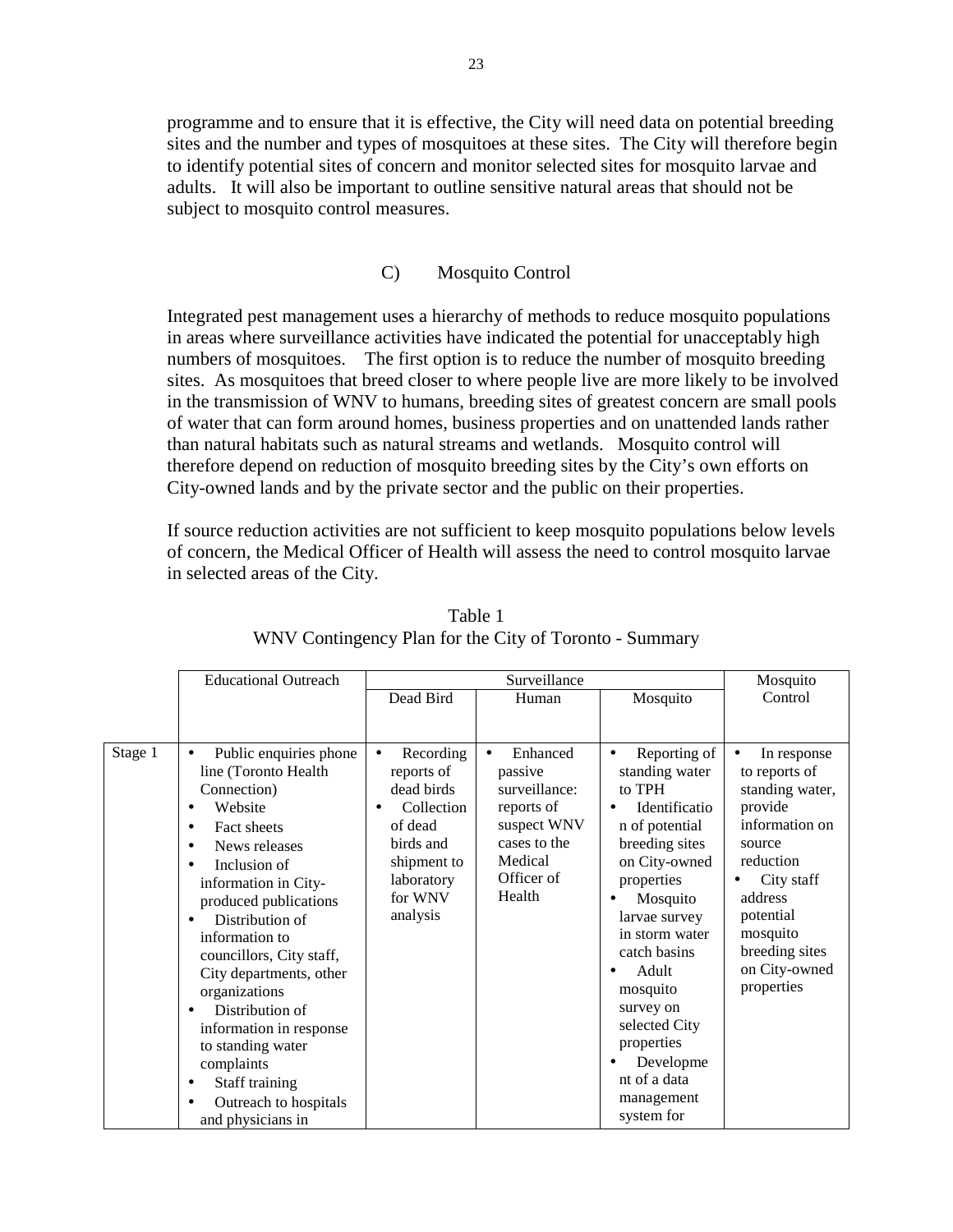programme and to ensure that it is effective, the City will need data on potential breeding sites and the number and types of mosquitoes at these sites. The City will therefore begin to identify potential sites of concern and monitor selected sites for mosquito larvae and adults. It will also be important to outline sensitive natural areas that should not be subject to mosquito control measures.

### C) Mosquito Control

Integrated pest management uses a hierarchy of methods to reduce mosquito populations in areas where surveillance activities have indicated the potential for unacceptably high numbers of mosquitoes. The first option is to reduce the number of mosquito breeding sites. As mosquitoes that breed closer to where people live are more likely to be involved in the transmission of WNV to humans, breeding sites of greatest concern are small pools of water that can form around homes, business properties and on unattended lands rather than natural habitats such as natural streams and wetlands. Mosquito control will therefore depend on reduction of mosquito breeding sites by the City's own efforts on City-owned lands and by the private sector and the public on their properties.

If source reduction activities are not sufficient to keep mosquito populations below levels of concern, the Medical Officer of Health will assess the need to control mosquito larvae in selected areas of the City.

Table 1
WNV Contingency Plan for the City of Toronto - Summary

| | Educational Outreach | Surveillance | | | Mosquito Control |
|---|---|---|---|---|---|
| | | Dead Bird | Human | Mosquito | |
| Stage 1 | • Public enquiries phone line (Toronto Health Connection)<br>• Website<br>• Fact sheets<br>• News releases<br>• Inclusion of information in City-produced publications<br>• Distribution of information to councillors, City staff, City departments, other organizations<br>• Distribution of information in response to standing water complaints<br>• Staff training<br>• Outreach to hospitals and physicians in | • Recording reports of dead birds<br>• Collection of dead birds and shipment to laboratory for WNV analysis | • Enhanced passive surveillance: reports of suspect WNV cases to the Medical Officer of Health | • Reporting of standing water to TPH<br>• Identification of potential breeding sites on City-owned properties<br>• Mosquito larvae survey in storm water catch basins<br>• Adult mosquito survey on selected City properties<br>• Development of a data management system for | • In response to reports of standing water, provide information on source reduction<br>• City staff address potential mosquito breeding sites on City-owned properties |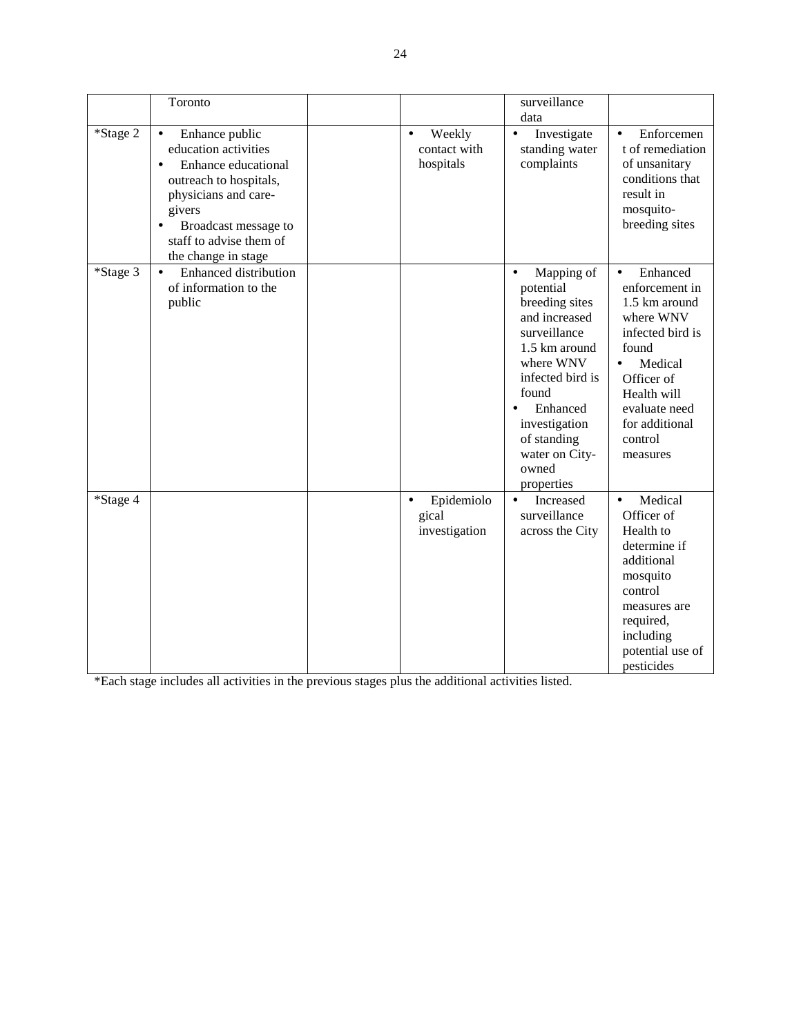| | | | | | |
|---|---|---|---|---|---|
| | Toronto | | | surveillance data | |
| *Stage 2 | • Enhance public education activities<br>• Enhance educational outreach to hospitals, physicians and care-givers<br>• Broadcast message to staff to advise them of the change in stage | | • Weekly contact with hospitals | • Investigate standing water complaints | • Enforcement of remediation of unsanitary conditions that result in mosquito-breeding sites |
| *Stage 3 | • Enhanced distribution of information to the public | | | • Mapping of potential breeding sites and increased surveillance 1.5 km around where WNV infected bird is found<br>• Enhanced investigation of standing water on City-owned properties | • Enhanced enforcement in 1.5 km around where WNV infected bird is found<br>• Medical Officer of Health will evaluate need for additional control measures |
| *Stage 4 | | | • Epidemiological investigation | • Increased surveillance across the City | • Medical Officer of Health to determine if additional mosquito control measures are required, including potential use of pesticides |

*Each stage includes all activities in the previous stages plus the additional activities listed.